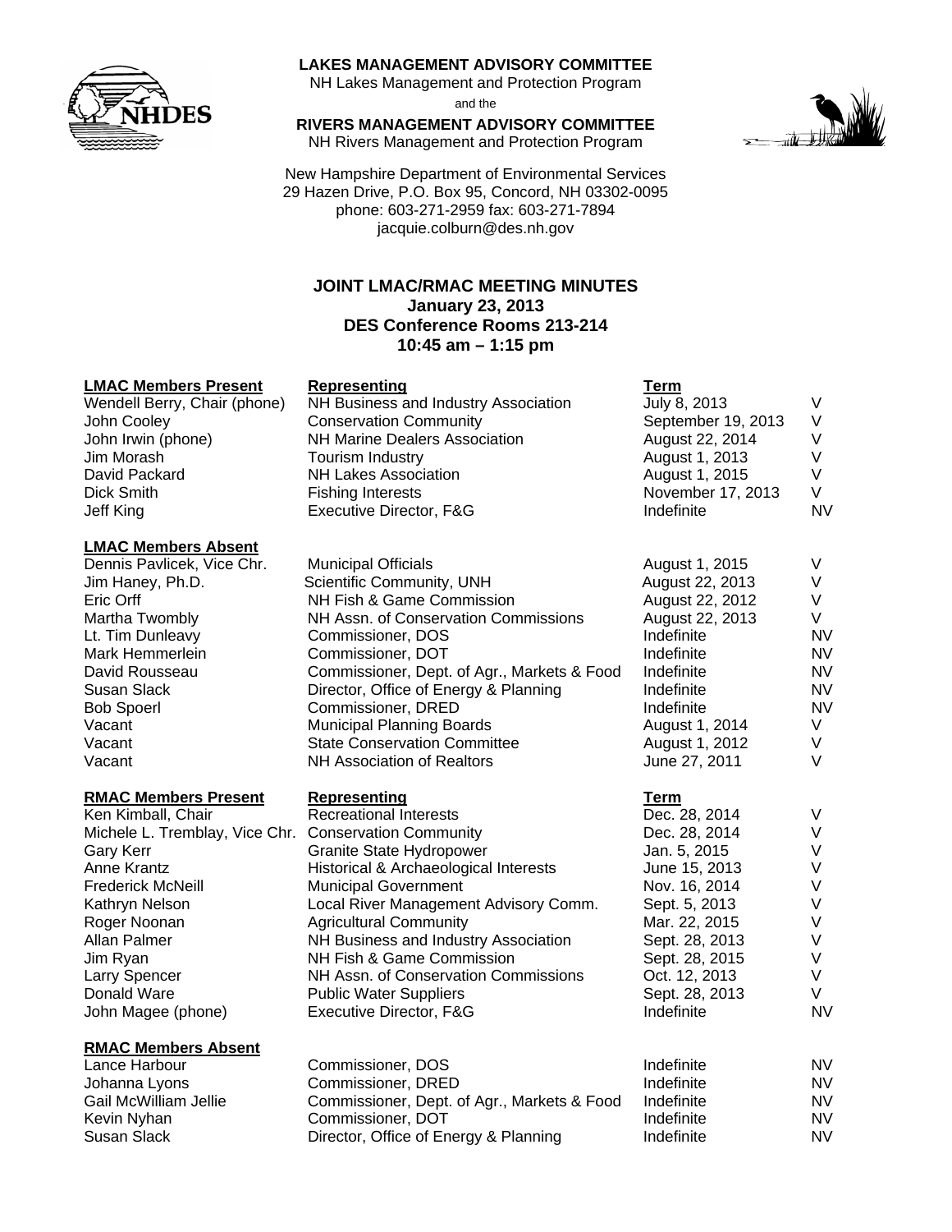**LAKES MANAGEMENT ADVISORY COMMITTEE**
NH Lakes Management and Protection Program
and the
**RIVERS MANAGEMENT ADVISORY COMMITTEE**
NH Rivers Management and Protection Program

New Hampshire Department of Environmental Services
29 Hazen Drive, P.O. Box 95, Concord, NH 03302-0095
phone: 603-271-2959 fax: 603-271-7894
jacquie.colburn@des.nh.gov

# JOINT LMAC/RMAC MEETING MINUTES
**January 23, 2013**
**DES Conference Rooms 213-214**
**10:45 am – 1:15 pm**

| LMAC Members Present | Representing | Term | |
|---|---|---|---|
| Wendell Berry, Chair (phone) | NH Business and Industry Association | July 8, 2013 | V |
| John Cooley | Conservation Community | September 19, 2013 | V |
| John Irwin (phone) | NH Marine Dealers Association | August 22, 2014 | V |
| Jim Morash | Tourism Industry | August 1, 2013 | V |
| David Packard | NH Lakes Association | August 1, 2015 | V |
| Dick Smith | Fishing Interests | November 17, 2013 | V |
| Jeff King | Executive Director, F&G | Indefinite | NV |

| LMAC Members Absent | | | |
|---|---|---|---|
| Dennis Pavlicek, Vice Chr. | Municipal Officials | August 1, 2015 | V |
| Jim Haney, Ph.D. | Scientific Community, UNH | August 22, 2013 | V |
| Eric Orff | NH Fish & Game Commission | August 22, 2012 | V |
| Martha Twombly | NH Assn. of Conservation Commissions | August 22, 2013 | V |
| Lt. Tim Dunleavy | Commissioner, DOS | Indefinite | NV |
| Mark Hemmerlein | Commissioner, DOT | Indefinite | NV |
| David Rousseau | Commissioner, Dept. of Agr., Markets & Food | Indefinite | NV |
| Susan Slack | Director, Office of Energy & Planning | Indefinite | NV |
| Bob Spoerl | Commissioner, DRED | Indefinite | NV |
| Vacant | Municipal Planning Boards | August 1, 2014 | V |
| Vacant | State Conservation Committee | August 1, 2012 | V |
| Vacant | NH Association of Realtors | June 27, 2011 | V |

| RMAC Members Present | Representing | Term | |
|---|---|---|---|
| Ken Kimball, Chair | Recreational Interests | Dec. 28, 2014 | V |
| Michele L. Tremblay, Vice Chr. | Conservation Community | Dec. 28, 2014 | V |
| Gary Kerr | Granite State Hydropower | Jan. 5, 2015 | V |
| Anne Krantz | Historical & Archaeological Interests | June 15, 2013 | V |
| Frederick McNeill | Municipal Government | Nov. 16, 2014 | V |
| Kathryn Nelson | Local River Management Advisory Comm. | Sept. 5, 2013 | V |
| Roger Noonan | Agricultural Community | Mar. 22, 2015 | V |
| Allan Palmer | NH Business and Industry Association | Sept. 28, 2013 | V |
| Jim Ryan | NH Fish & Game Commission | Sept. 28, 2015 | V |
| Larry Spencer | NH Assn. of Conservation Commissions | Oct. 12, 2013 | V |
| Donald Ware | Public Water Suppliers | Sept. 28, 2013 | V |
| John Magee (phone) | Executive Director, F&G | Indefinite | NV |

| RMAC Members Absent | | | |
|---|---|---|---|
| Lance Harbour | Commissioner, DOS | Indefinite | NV |
| Johanna Lyons | Commissioner, DRED | Indefinite | NV |
| Gail McWilliam Jellie | Commissioner, Dept. of Agr., Markets & Food | Indefinite | NV |
| Kevin Nyhan | Commissioner, DOT | Indefinite | NV |
| Susan Slack | Director, Office of Energy & Planning | Indefinite | NV |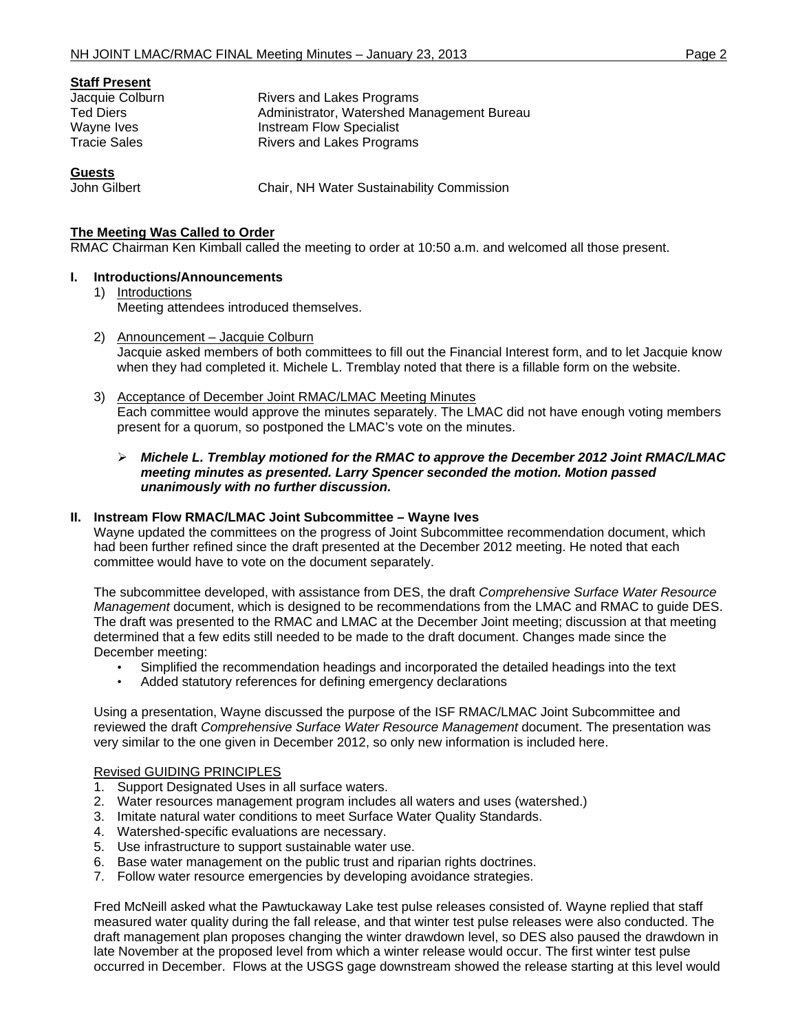**Staff Present**

| | |
|---|---|
| Jacquie Colburn | Rivers and Lakes Programs |
| Ted Diers | Administrator, Watershed Management Bureau |
| Wayne Ives | Instream Flow Specialist |
| Tracie Sales | Rivers and Lakes Programs |

**Guests**

| | |
|---|---|
| John Gilbert | Chair, NH Water Sustainability Commission |

**The Meeting Was Called to Order**

RMAC Chairman Ken Kimball called the meeting to order at 10:50 a.m. and welcomed all those present.

**I. Introductions/Announcements**

1) Introductions
Meeting attendees introduced themselves.

2) Announcement – Jacquie Colburn
Jacquie asked members of both committees to fill out the Financial Interest form, and to let Jacquie know when they had completed it. Michele L. Tremblay noted that there is a fillable form on the website.

3) Acceptance of December Joint RMAC/LMAC Meeting Minutes
Each committee would approve the minutes separately. The LMAC did not have enough voting members present for a quorum, so postponed the LMAC's vote on the minutes.

- ***Michele L. Tremblay motioned for the RMAC to approve the December 2012 Joint RMAC/LMAC meeting minutes as presented. Larry Spencer seconded the motion. Motion passed unanimously with no further discussion.***

**II. Instream Flow RMAC/LMAC Joint Subcommittee – Wayne Ives**

Wayne updated the committees on the progress of Joint Subcommittee recommendation document, which had been further refined since the draft presented at the December 2012 meeting. He noted that each committee would have to vote on the document separately.

The subcommittee developed, with assistance from DES, the draft *Comprehensive Surface Water Resource Management* document, which is designed to be recommendations from the LMAC and RMAC to guide DES. The draft was presented to the RMAC and LMAC at the December Joint meeting; discussion at that meeting determined that a few edits still needed to be made to the draft document. Changes made since the December meeting:

- Simplified the recommendation headings and incorporated the detailed headings into the text
- Added statutory references for defining emergency declarations

Using a presentation, Wayne discussed the purpose of the ISF RMAC/LMAC Joint Subcommittee and reviewed the draft *Comprehensive Surface Water Resource Management* document. The presentation was very similar to the one given in December 2012, so only new information is included here.

Revised GUIDING PRINCIPLES

1. Support Designated Uses in all surface waters.
2. Water resources management program includes all waters and uses (watershed.)
3. Imitate natural water conditions to meet Surface Water Quality Standards.
4. Watershed-specific evaluations are necessary.
5. Use infrastructure to support sustainable water use.
6. Base water management on the public trust and riparian rights doctrines.
7. Follow water resource emergencies by developing avoidance strategies.

Fred McNeill asked what the Pawtuckaway Lake test pulse releases consisted of. Wayne replied that staff measured water quality during the fall release, and that winter test pulse releases were also conducted. The draft management plan proposes changing the winter drawdown level, so DES also paused the drawdown in late November at the proposed level from which a winter release would occur. The first winter test pulse occurred in December. Flows at the USGS gage downstream showed the release starting at this level would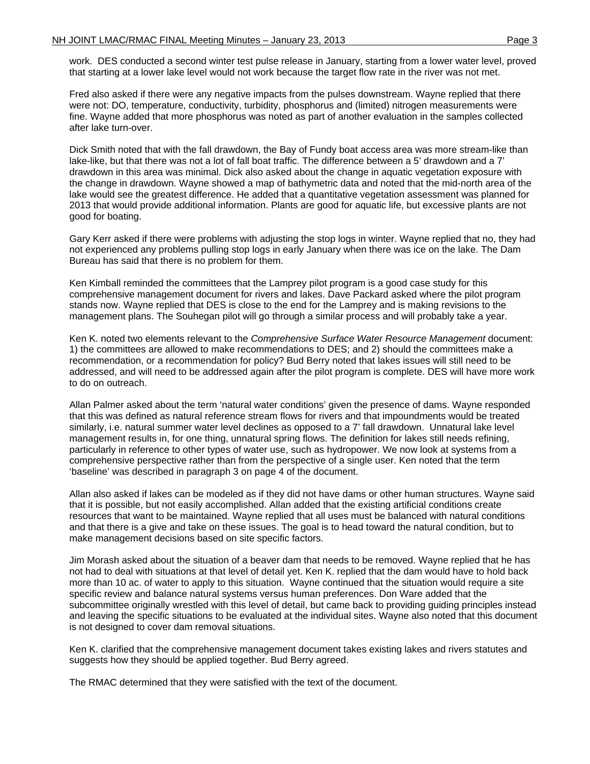work. DES conducted a second winter test pulse release in January, starting from a lower water level, proved that starting at a lower lake level would not work because the target flow rate in the river was not met.

Fred also asked if there were any negative impacts from the pulses downstream. Wayne replied that there were not: DO, temperature, conductivity, turbidity, phosphorus and (limited) nitrogen measurements were fine. Wayne added that more phosphorus was noted as part of another evaluation in the samples collected after lake turn-over.

Dick Smith noted that with the fall drawdown, the Bay of Fundy boat access area was more stream-like than lake-like, but that there was not a lot of fall boat traffic. The difference between a 5' drawdown and a 7' drawdown in this area was minimal. Dick also asked about the change in aquatic vegetation exposure with the change in drawdown. Wayne showed a map of bathymetric data and noted that the mid-north area of the lake would see the greatest difference. He added that a quantitative vegetation assessment was planned for 2013 that would provide additional information. Plants are good for aquatic life, but excessive plants are not good for boating.

Gary Kerr asked if there were problems with adjusting the stop logs in winter. Wayne replied that no, they had not experienced any problems pulling stop logs in early January when there was ice on the lake. The Dam Bureau has said that there is no problem for them.

Ken Kimball reminded the committees that the Lamprey pilot program is a good case study for this comprehensive management document for rivers and lakes. Dave Packard asked where the pilot program stands now. Wayne replied that DES is close to the end for the Lamprey and is making revisions to the management plans. The Souhegan pilot will go through a similar process and will probably take a year.

Ken K. noted two elements relevant to the *Comprehensive Surface Water Resource Management* document: 1) the committees are allowed to make recommendations to DES; and 2) should the committees make a recommendation, or a recommendation for policy? Bud Berry noted that lakes issues will still need to be addressed, and will need to be addressed again after the pilot program is complete. DES will have more work to do on outreach.

Allan Palmer asked about the term 'natural water conditions' given the presence of dams. Wayne responded that this was defined as natural reference stream flows for rivers and that impoundments would be treated similarly, i.e. natural summer water level declines as opposed to a 7' fall drawdown. Unnatural lake level management results in, for one thing, unnatural spring flows. The definition for lakes still needs refining, particularly in reference to other types of water use, such as hydropower. We now look at systems from a comprehensive perspective rather than from the perspective of a single user. Ken noted that the term 'baseline' was described in paragraph 3 on page 4 of the document.

Allan also asked if lakes can be modeled as if they did not have dams or other human structures. Wayne said that it is possible, but not easily accomplished. Allan added that the existing artificial conditions create resources that want to be maintained. Wayne replied that all uses must be balanced with natural conditions and that there is a give and take on these issues. The goal is to head toward the natural condition, but to make management decisions based on site specific factors.

Jim Morash asked about the situation of a beaver dam that needs to be removed. Wayne replied that he has not had to deal with situations at that level of detail yet. Ken K. replied that the dam would have to hold back more than 10 ac. of water to apply to this situation. Wayne continued that the situation would require a site specific review and balance natural systems versus human preferences. Don Ware added that the subcommittee originally wrestled with this level of detail, but came back to providing guiding principles instead and leaving the specific situations to be evaluated at the individual sites. Wayne also noted that this document is not designed to cover dam removal situations.

Ken K. clarified that the comprehensive management document takes existing lakes and rivers statutes and suggests how they should be applied together. Bud Berry agreed.

The RMAC determined that they were satisfied with the text of the document.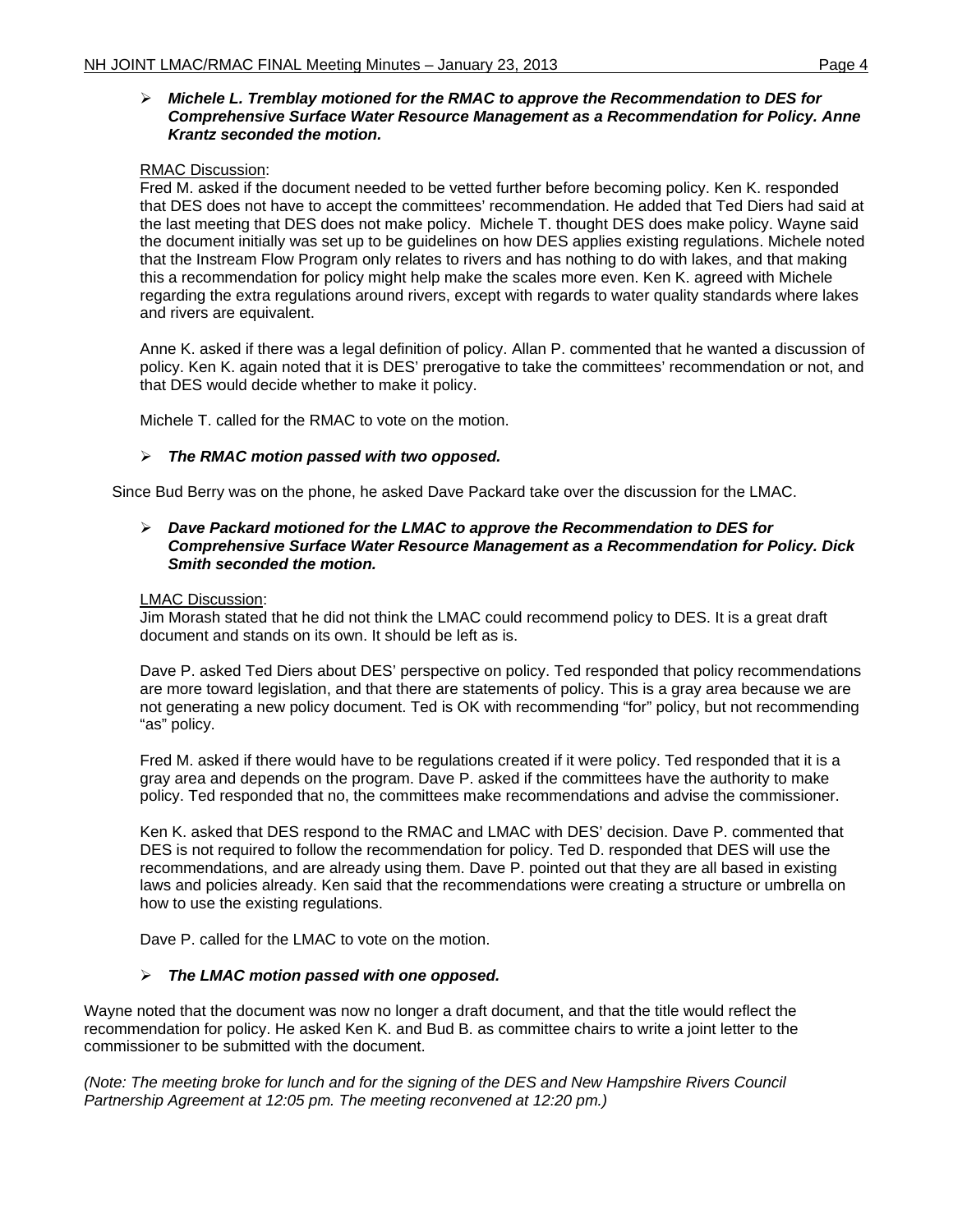- ***Michele L. Tremblay motioned for the RMAC to approve the Recommendation to DES for Comprehensive Surface Water Resource Management as a Recommendation for Policy. Anne Krantz seconded the motion.***

RMAC Discussion:
Fred M. asked if the document needed to be vetted further before becoming policy. Ken K. responded that DES does not have to accept the committees' recommendation. He added that Ted Diers had said at the last meeting that DES does not make policy. Michele T. thought DES does make policy. Wayne said the document initially was set up to be guidelines on how DES applies existing regulations. Michele noted that the Instream Flow Program only relates to rivers and has nothing to do with lakes, and that making this a recommendation for policy might help make the scales more even. Ken K. agreed with Michele regarding the extra regulations around rivers, except with regards to water quality standards where lakes and rivers are equivalent.

Anne K. asked if there was a legal definition of policy. Allan P. commented that he wanted a discussion of policy. Ken K. again noted that it is DES' prerogative to take the committees' recommendation or not, and that DES would decide whether to make it policy.

Michele T. called for the RMAC to vote on the motion.

- ***The RMAC motion passed with two opposed.***

Since Bud Berry was on the phone, he asked Dave Packard take over the discussion for the LMAC.

- ***Dave Packard motioned for the LMAC to approve the Recommendation to DES for Comprehensive Surface Water Resource Management as a Recommendation for Policy. Dick Smith seconded the motion.***

LMAC Discussion:
Jim Morash stated that he did not think the LMAC could recommend policy to DES. It is a great draft document and stands on its own. It should be left as is.

Dave P. asked Ted Diers about DES' perspective on policy. Ted responded that policy recommendations are more toward legislation, and that there are statements of policy. This is a gray area because we are not generating a new policy document. Ted is OK with recommending "for" policy, but not recommending "as" policy.

Fred M. asked if there would have to be regulations created if it were policy. Ted responded that it is a gray area and depends on the program. Dave P. asked if the committees have the authority to make policy. Ted responded that no, the committees make recommendations and advise the commissioner.

Ken K. asked that DES respond to the RMAC and LMAC with DES' decision. Dave P. commented that DES is not required to follow the recommendation for policy. Ted D. responded that DES will use the recommendations, and are already using them. Dave P. pointed out that they are all based in existing laws and policies already. Ken said that the recommendations were creating a structure or umbrella on how to use the existing regulations.

Dave P. called for the LMAC to vote on the motion.

- ***The LMAC motion passed with one opposed.***

Wayne noted that the document was now no longer a draft document, and that the title would reflect the recommendation for policy. He asked Ken K. and Bud B. as committee chairs to write a joint letter to the commissioner to be submitted with the document.

*(Note: The meeting broke for lunch and for the signing of the DES and New Hampshire Rivers Council Partnership Agreement at 12:05 pm. The meeting reconvened at 12:20 pm.)*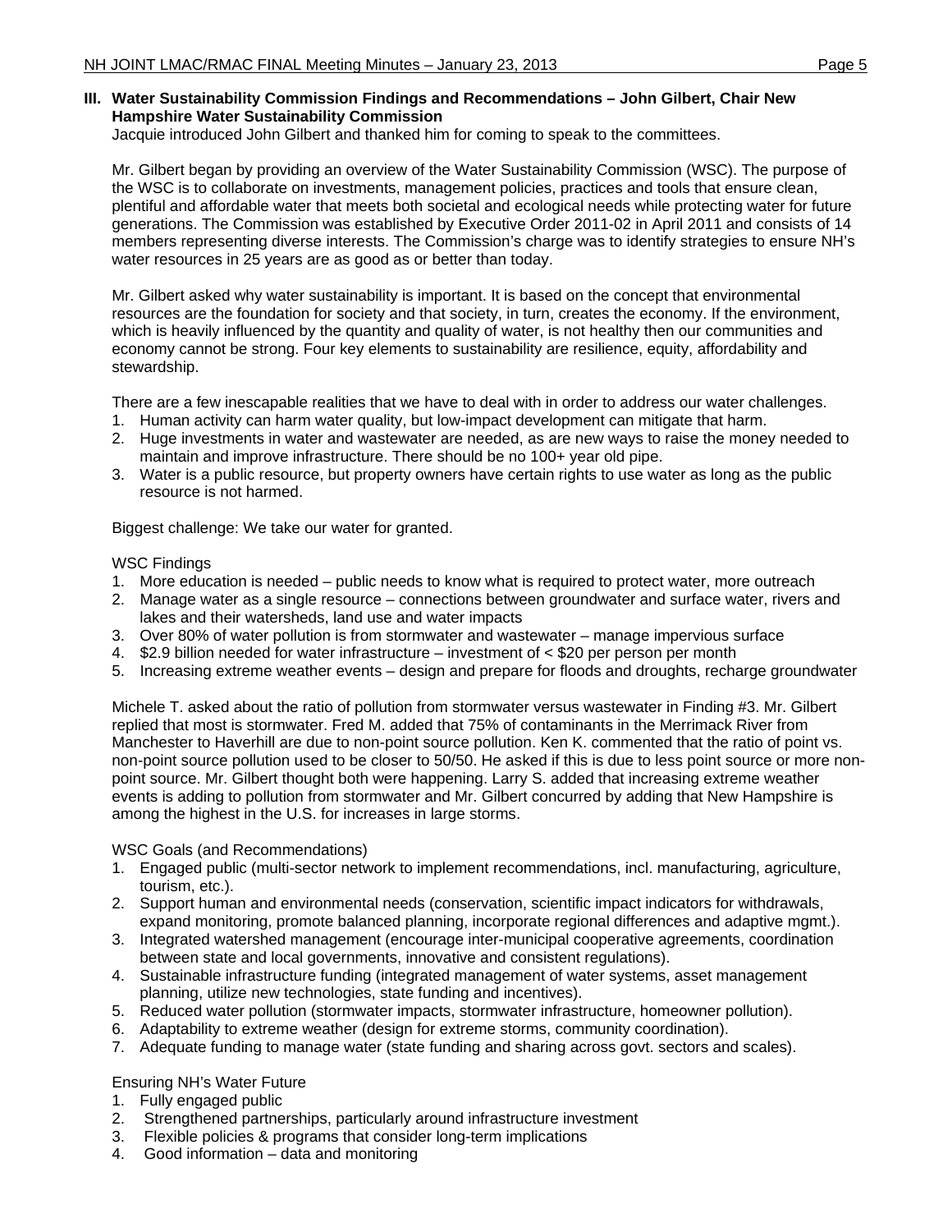### III. Water Sustainability Commission Findings and Recommendations – John Gilbert, Chair New Hampshire Water Sustainability Commission

Jacquie introduced John Gilbert and thanked him for coming to speak to the committees.

Mr. Gilbert began by providing an overview of the Water Sustainability Commission (WSC). The purpose of the WSC is to collaborate on investments, management policies, practices and tools that ensure clean, plentiful and affordable water that meets both societal and ecological needs while protecting water for future generations. The Commission was established by Executive Order 2011-02 in April 2011 and consists of 14 members representing diverse interests. The Commission's charge was to identify strategies to ensure NH's water resources in 25 years are as good as or better than today.

Mr. Gilbert asked why water sustainability is important. It is based on the concept that environmental resources are the foundation for society and that society, in turn, creates the economy. If the environment, which is heavily influenced by the quantity and quality of water, is not healthy then our communities and economy cannot be strong. Four key elements to sustainability are resilience, equity, affordability and stewardship.

There are a few inescapable realities that we have to deal with in order to address our water challenges.

1. Human activity can harm water quality, but low-impact development can mitigate that harm.
2. Huge investments in water and wastewater are needed, as are new ways to raise the money needed to maintain and improve infrastructure. There should be no 100+ year old pipe.
3. Water is a public resource, but property owners have certain rights to use water as long as the public resource is not harmed.

Biggest challenge: We take our water for granted.

WSC Findings

1. More education is needed – public needs to know what is required to protect water, more outreach
2. Manage water as a single resource – connections between groundwater and surface water, rivers and lakes and their watersheds, land use and water impacts
3. Over 80% of water pollution is from stormwater and wastewater – manage impervious surface
4. $2.9 billion needed for water infrastructure – investment of < $20 per person per month
5. Increasing extreme weather events – design and prepare for floods and droughts, recharge groundwater

Michele T. asked about the ratio of pollution from stormwater versus wastewater in Finding #3. Mr. Gilbert replied that most is stormwater. Fred M. added that 75% of contaminants in the Merrimack River from Manchester to Haverhill are due to non-point source pollution. Ken K. commented that the ratio of point vs. non-point source pollution used to be closer to 50/50. He asked if this is due to less point source or more non-point source. Mr. Gilbert thought both were happening. Larry S. added that increasing extreme weather events is adding to pollution from stormwater and Mr. Gilbert concurred by adding that New Hampshire is among the highest in the U.S. for increases in large storms.

WSC Goals (and Recommendations)

1. Engaged public (multi-sector network to implement recommendations, incl. manufacturing, agriculture, tourism, etc.).
2. Support human and environmental needs (conservation, scientific impact indicators for withdrawals, expand monitoring, promote balanced planning, incorporate regional differences and adaptive mgmt.).
3. Integrated watershed management (encourage inter-municipal cooperative agreements, coordination between state and local governments, innovative and consistent regulations).
4. Sustainable infrastructure funding (integrated management of water systems, asset management planning, utilize new technologies, state funding and incentives).
5. Reduced water pollution (stormwater impacts, stormwater infrastructure, homeowner pollution).
6. Adaptability to extreme weather (design for extreme storms, community coordination).
7. Adequate funding to manage water (state funding and sharing across govt. sectors and scales).

Ensuring NH's Water Future

1. Fully engaged public
2. Strengthened partnerships, particularly around infrastructure investment
3. Flexible policies & programs that consider long-term implications
4. Good information – data and monitoring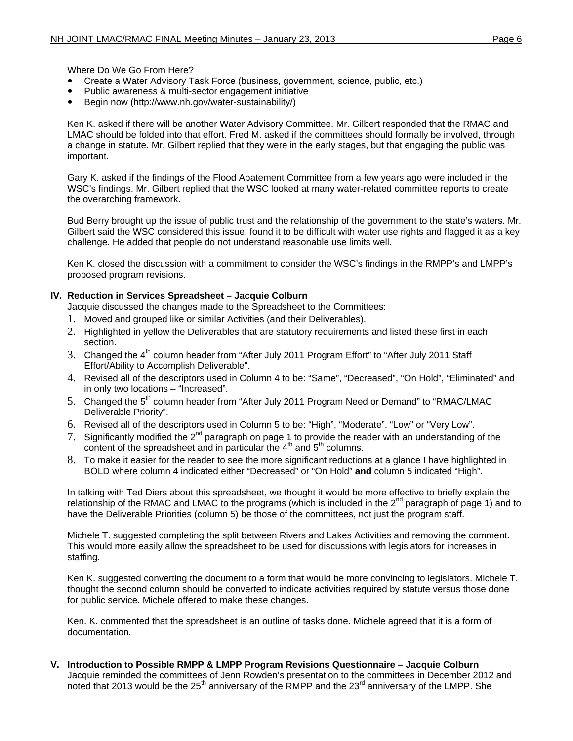Where Do We Go From Here?

- Create a Water Advisory Task Force (business, government, science, public, etc.)
- Public awareness & multi-sector engagement initiative
- Begin now (http://www.nh.gov/water-sustainability/)

Ken K. asked if there will be another Water Advisory Committee. Mr. Gilbert responded that the RMAC and LMAC should be folded into that effort. Fred M. asked if the committees should formally be involved, through a change in statute. Mr. Gilbert replied that they were in the early stages, but that engaging the public was important.

Gary K. asked if the findings of the Flood Abatement Committee from a few years ago were included in the WSC's findings. Mr. Gilbert replied that the WSC looked at many water-related committee reports to create the overarching framework.

Bud Berry brought up the issue of public trust and the relationship of the government to the state's waters. Mr. Gilbert said the WSC considered this issue, found it to be difficult with water use rights and flagged it as a key challenge. He added that people do not understand reasonable use limits well.

Ken K. closed the discussion with a commitment to consider the WSC's findings in the RMPP's and LMPP's proposed program revisions.

## IV. Reduction in Services Spreadsheet – Jacquie Colburn

Jacquie discussed the changes made to the Spreadsheet to the Committees:

1. Moved and grouped like or similar Activities (and their Deliverables).
2. Highlighted in yellow the Deliverables that are statutory requirements and listed these first in each section.
3. Changed the 4th column header from "After July 2011 Program Effort" to "After July 2011 Staff Effort/Ability to Accomplish Deliverable".
4. Revised all of the descriptors used in Column 4 to be: "Same", "Decreased", "On Hold", "Eliminated" and in only two locations – "Increased".
5. Changed the 5th column header from "After July 2011 Program Need or Demand" to "RMAC/LMAC Deliverable Priority".
6. Revised all of the descriptors used in Column 5 to be: "High", "Moderate", "Low" or "Very Low".
7. Significantly modified the 2nd paragraph on page 1 to provide the reader with an understanding of the content of the spreadsheet and in particular the 4th and 5th columns.
8. To make it easier for the reader to see the more significant reductions at a glance I have highlighted in BOLD where column 4 indicated either "Decreased" or "On Hold" **and** column 5 indicated "High".

In talking with Ted Diers about this spreadsheet, we thought it would be more effective to briefly explain the relationship of the RMAC and LMAC to the programs (which is included in the 2nd paragraph of page 1) and to have the Deliverable Priorities (column 5) be those of the committees, not just the program staff.

Michele T. suggested completing the split between Rivers and Lakes Activities and removing the comment. This would more easily allow the spreadsheet to be used for discussions with legislators for increases in staffing.

Ken K. suggested converting the document to a form that would be more convincing to legislators. Michele T. thought the second column should be converted to indicate activities required by statute versus those done for public service. Michele offered to make these changes.

Ken. K. commented that the spreadsheet is an outline of tasks done. Michele agreed that it is a form of documentation.

## V. Introduction to Possible RMPP & LMPP Program Revisions Questionnaire – Jacquie Colburn

Jacquie reminded the committees of Jenn Rowden's presentation to the committees in December 2012 and noted that 2013 would be the 25th anniversary of the RMPP and the 23rd anniversary of the LMPP. She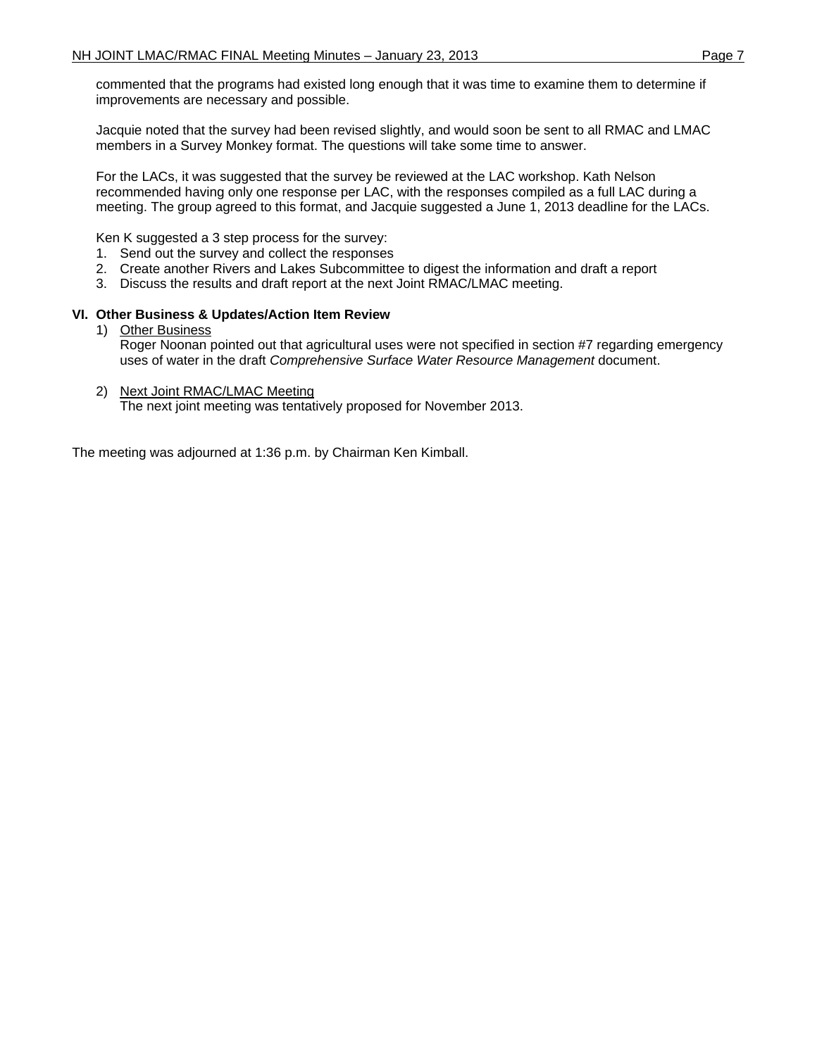commented that the programs had existed long enough that it was time to examine them to determine if improvements are necessary and possible.

Jacquie noted that the survey had been revised slightly, and would soon be sent to all RMAC and LMAC members in a Survey Monkey format. The questions will take some time to answer.

For the LACs, it was suggested that the survey be reviewed at the LAC workshop. Kath Nelson recommended having only one response per LAC, with the responses compiled as a full LAC during a meeting. The group agreed to this format, and Jacquie suggested a June 1, 2013 deadline for the LACs.

Ken K suggested a 3 step process for the survey:

1. Send out the survey and collect the responses
2. Create another Rivers and Lakes Subcommittee to digest the information and draft a report
3. Discuss the results and draft report at the next Joint RMAC/LMAC meeting.

**VI. Other Business & Updates/Action Item Review**

1) Other Business
   Roger Noonan pointed out that agricultural uses were not specified in section #7 regarding emergency uses of water in the draft *Comprehensive Surface Water Resource Management* document.

2) Next Joint RMAC/LMAC Meeting
   The next joint meeting was tentatively proposed for November 2013.

The meeting was adjourned at 1:36 p.m. by Chairman Ken Kimball.